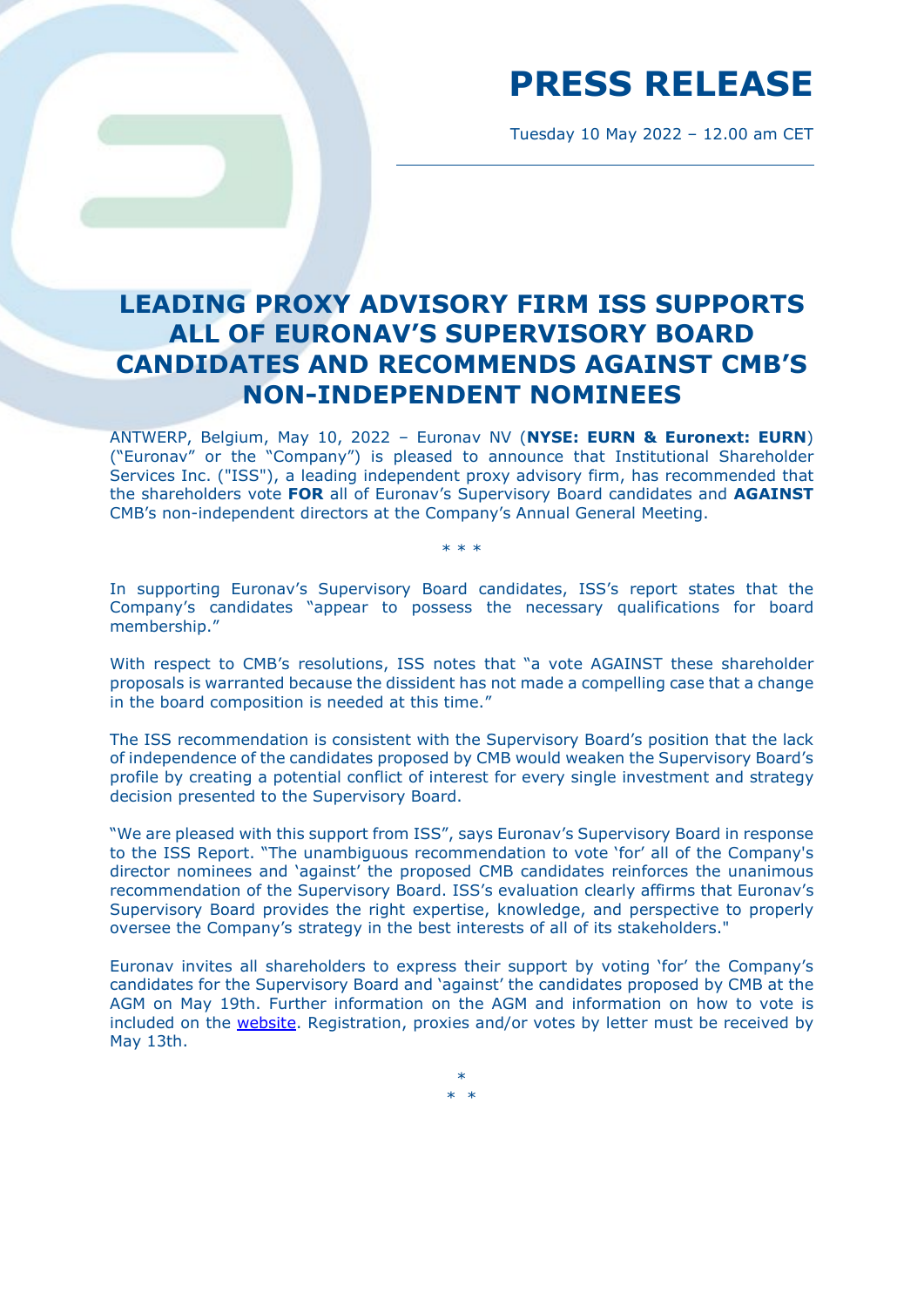# PRESS RELEASE

Tuesday 10 May 2022 – 12.00 am CET

## LEADING PROXY ADVISORY FIRM ISS SUPPORTS ALL OF EURONAV'S SUPERVISORY BOARD CANDIDATES AND RECOMMENDS AGAINST CMB'S NON-INDEPENDENT NOMINEES

ANTWERP, Belgium, May 10, 2022 – Euronav NV (**NYSE: EURN & Euronext: EURN**) ("Euronav" or the "Company") is pleased to announce that Institutional Shareholder Services Inc. ("ISS"), a leading independent proxy advisory firm, has recommended that the shareholders vote **FOR** all of Euronav's Supervisory Board candidates and **AGAINST** CMB's non-independent directors at the Company's Annual General Meeting.

\* \* \*

In supporting Euronav's Supervisory Board candidates, ISS's report states that the Company's candidates "appear to possess the necessary qualifications for board membership."

With respect to CMB's resolutions, ISS notes that "a vote AGAINST these shareholder proposals is warranted because the dissident has not made a compelling case that a change in the board composition is needed at this time."

The ISS recommendation is consistent with the Supervisory Board's position that the lack of independence of the candidates proposed by CMB would weaken the Supervisory Board's profile by creating a potential conflict of interest for every single investment and strategy decision presented to the Supervisory Board.

"We are pleased with this support from ISS", says Euronav's Supervisory Board in response to the ISS Report. "The unambiguous recommendation to vote 'for' all of the Company's director nominees and 'against' the proposed CMB candidates reinforces the unanimous recommendation of the Supervisory Board. ISS's evaluation clearly affirms that Euronav's Supervisory Board provides the right expertise, knowledge, and perspective to properly oversee the Company's strategy in the best interests of all of its stakeholders."

Euronav invites all shareholders to express their support by voting 'for' the Company's candidates for the Supervisory Board and 'against' the candidates proposed by CMB at the AGM on May 19th. Further information on the AGM and information on how to vote is included on the website. Registration, proxies and/or votes by letter must be received by May 13th.

\*
\* \*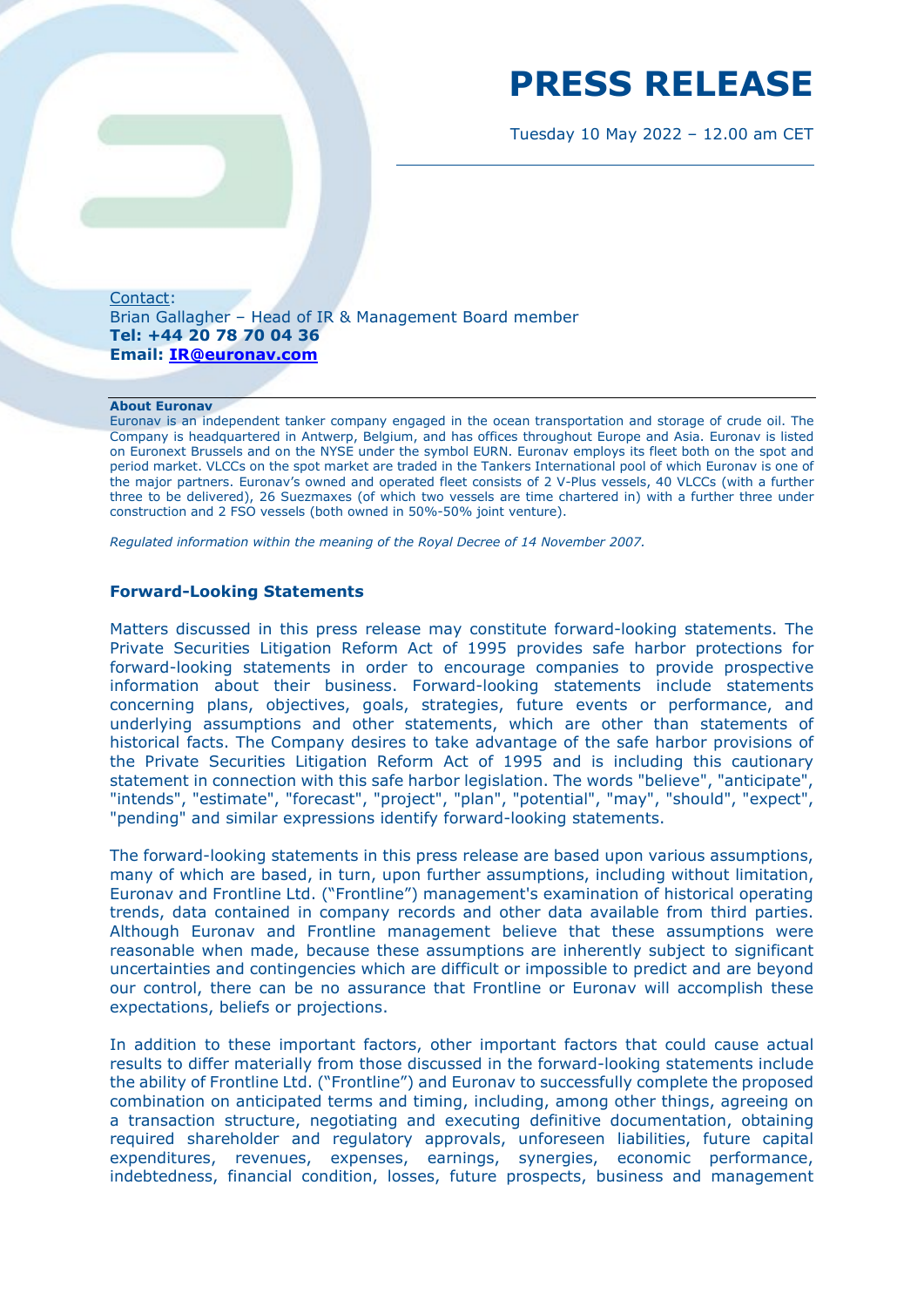# PRESS RELEASE

Tuesday 10 May 2022 – 12.00 am CET

Contact:
Brian Gallagher – Head of IR & Management Board member
**Tel: +44 20 78 70 04 36**
**Email: IR@euronav.com**

**About Euronav**
Euronav is an independent tanker company engaged in the ocean transportation and storage of crude oil. The Company is headquartered in Antwerp, Belgium, and has offices throughout Europe and Asia. Euronav is listed on Euronext Brussels and on the NYSE under the symbol EURN. Euronav employs its fleet both on the spot and period market. VLCCs on the spot market are traded in the Tankers International pool of which Euronav is one of the major partners. Euronav's owned and operated fleet consists of 2 V-Plus vessels, 40 VLCCs (with a further three to be delivered), 26 Suezmaxes (of which two vessels are time chartered in) with a further three under construction and 2 FSO vessels (both owned in 50%-50% joint venture).

*Regulated information within the meaning of the Royal Decree of 14 November 2007.*

## Forward-Looking Statements

Matters discussed in this press release may constitute forward-looking statements. The Private Securities Litigation Reform Act of 1995 provides safe harbor protections for forward-looking statements in order to encourage companies to provide prospective information about their business. Forward-looking statements include statements concerning plans, objectives, goals, strategies, future events or performance, and underlying assumptions and other statements, which are other than statements of historical facts. The Company desires to take advantage of the safe harbor provisions of the Private Securities Litigation Reform Act of 1995 and is including this cautionary statement in connection with this safe harbor legislation. The words "believe", "anticipate", "intends", "estimate", "forecast", "project", "plan", "potential", "may", "should", "expect", "pending" and similar expressions identify forward-looking statements.

The forward-looking statements in this press release are based upon various assumptions, many of which are based, in turn, upon further assumptions, including without limitation, Euronav and Frontline Ltd. ("Frontline") management's examination of historical operating trends, data contained in company records and other data available from third parties. Although Euronav and Frontline management believe that these assumptions were reasonable when made, because these assumptions are inherently subject to significant uncertainties and contingencies which are difficult or impossible to predict and are beyond our control, there can be no assurance that Frontline or Euronav will accomplish these expectations, beliefs or projections.

In addition to these important factors, other important factors that could cause actual results to differ materially from those discussed in the forward-looking statements include the ability of Frontline Ltd. ("Frontline") and Euronav to successfully complete the proposed combination on anticipated terms and timing, including, among other things, agreeing on a transaction structure, negotiating and executing definitive documentation, obtaining required shareholder and regulatory approvals, unforeseen liabilities, future capital expenditures, revenues, expenses, earnings, synergies, economic performance, indebtedness, financial condition, losses, future prospects, business and management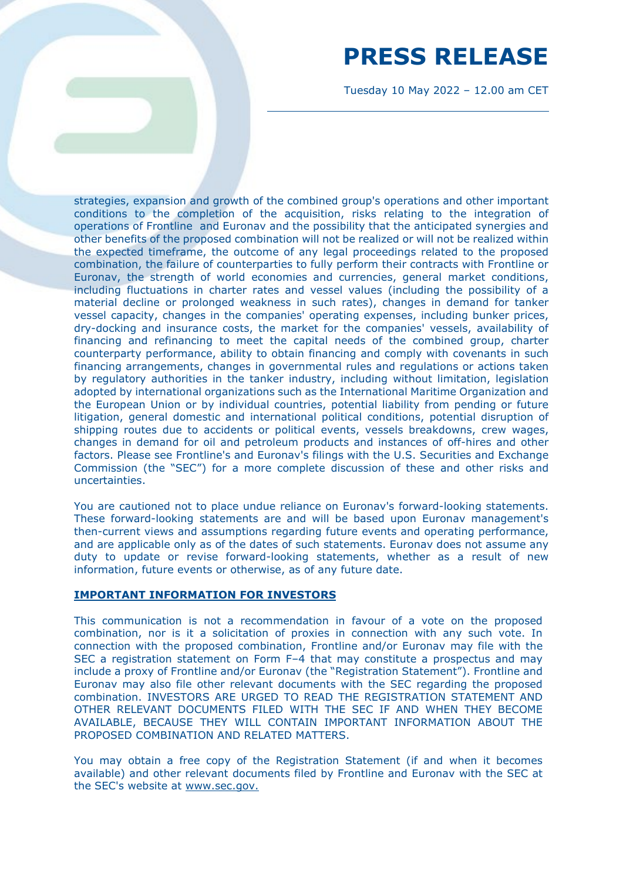strategies, expansion and growth of the combined group's operations and other important conditions to the completion of the acquisition, risks relating to the integration of operations of Frontline and Euronav and the possibility that the anticipated synergies and other benefits of the proposed combination will not be realized or will not be realized within the expected timeframe, the outcome of any legal proceedings related to the proposed combination, the failure of counterparties to fully perform their contracts with Frontline or Euronav, the strength of world economies and currencies, general market conditions, including fluctuations in charter rates and vessel values (including the possibility of a material decline or prolonged weakness in such rates), changes in demand for tanker vessel capacity, changes in the companies' operating expenses, including bunker prices, dry-docking and insurance costs, the market for the companies' vessels, availability of financing and refinancing to meet the capital needs of the combined group, charter counterparty performance, ability to obtain financing and comply with covenants in such financing arrangements, changes in governmental rules and regulations or actions taken by regulatory authorities in the tanker industry, including without limitation, legislation adopted by international organizations such as the International Maritime Organization and the European Union or by individual countries, potential liability from pending or future litigation, general domestic and international political conditions, potential disruption of shipping routes due to accidents or political events, vessels breakdowns, crew wages, changes in demand for oil and petroleum products and instances of off-hires and other factors. Please see Frontline's and Euronav's filings with the U.S. Securities and Exchange Commission (the "SEC") for a more complete discussion of these and other risks and uncertainties.

You are cautioned not to place undue reliance on Euronav's forward-looking statements. These forward-looking statements are and will be based upon Euronav management's then-current views and assumptions regarding future events and operating performance, and are applicable only as of the dates of such statements. Euronav does not assume any duty to update or revise forward-looking statements, whether as a result of new information, future events or otherwise, as of any future date.

**IMPORTANT INFORMATION FOR INVESTORS**

This communication is not a recommendation in favour of a vote on the proposed combination, nor is it a solicitation of proxies in connection with any such vote. In connection with the proposed combination, Frontline and/or Euronav may file with the SEC a registration statement on Form F–4 that may constitute a prospectus and may include a proxy of Frontline and/or Euronav (the "Registration Statement"). Frontline and Euronav may also file other relevant documents with the SEC regarding the proposed combination. INVESTORS ARE URGED TO READ THE REGISTRATION STATEMENT AND OTHER RELEVANT DOCUMENTS FILED WITH THE SEC IF AND WHEN THEY BECOME AVAILABLE, BECAUSE THEY WILL CONTAIN IMPORTANT INFORMATION ABOUT THE PROPOSED COMBINATION AND RELATED MATTERS.

You may obtain a free copy of the Registration Statement (if and when it becomes available) and other relevant documents filed by Frontline and Euronav with the SEC at the SEC's website at www.sec.gov.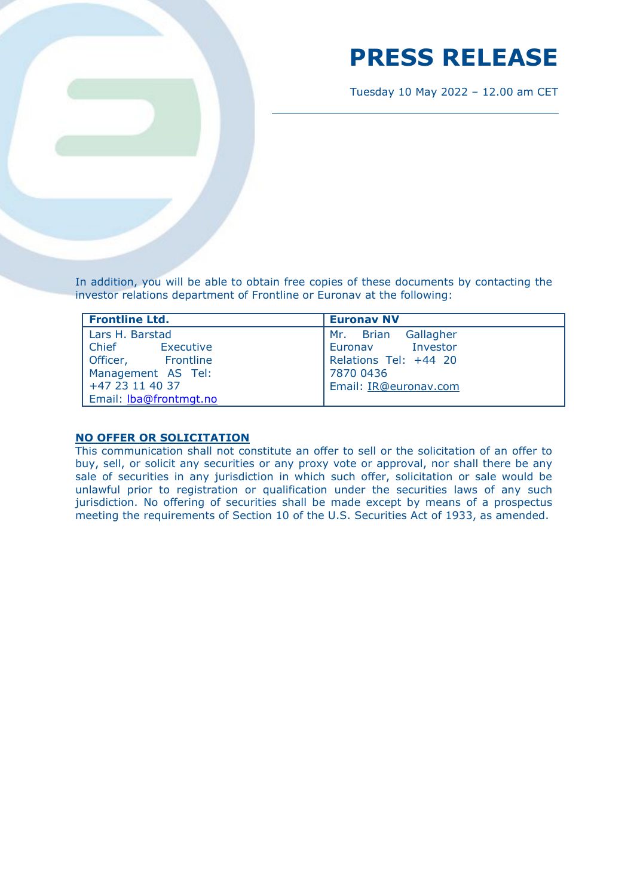# PRESS RELEASE

Tuesday 10 May 2022 – 12.00 am CET

In addition, you will be able to obtain free copies of these documents by contacting the investor relations department of Frontline or Euronav at the following:

| Frontline Ltd. | Euronav NV |
|---|---|
| Lars H. Barstad<br>Chief Executive Officer, Frontline Management AS Tel: +47 23 11 40 37<br>Email: lba@frontmgt.no | Mr. Brian Gallagher<br>Euronav Investor Relations Tel: +44 20 7870 0436<br>Email: IR@euronav.com |

**NO OFFER OR SOLICITATION**

This communication shall not constitute an offer to sell or the solicitation of an offer to buy, sell, or solicit any securities or any proxy vote or approval, nor shall there be any sale of securities in any jurisdiction in which such offer, solicitation or sale would be unlawful prior to registration or qualification under the securities laws of any such jurisdiction. No offering of securities shall be made except by means of a prospectus meeting the requirements of Section 10 of the U.S. Securities Act of 1933, as amended.